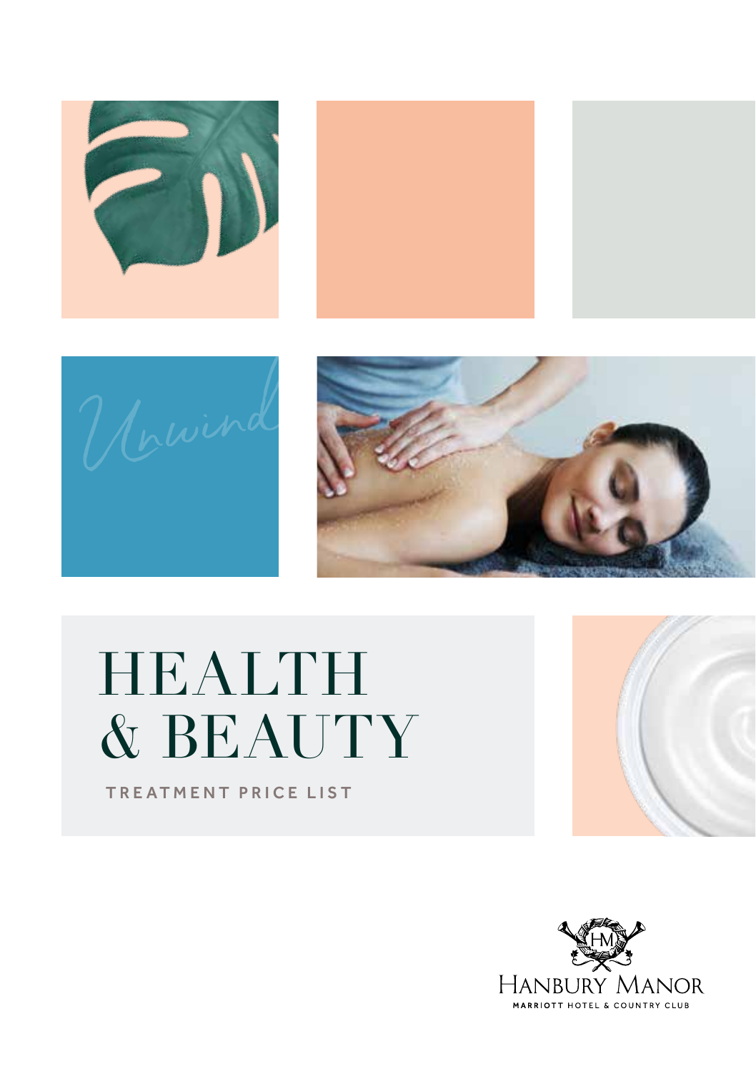*Unwind*

# HEALTH & BEAUTY

TREATMENT PRICE LIST

HANBURY MANOR

MARRIOTT HOTEL & COUNTRY CLUB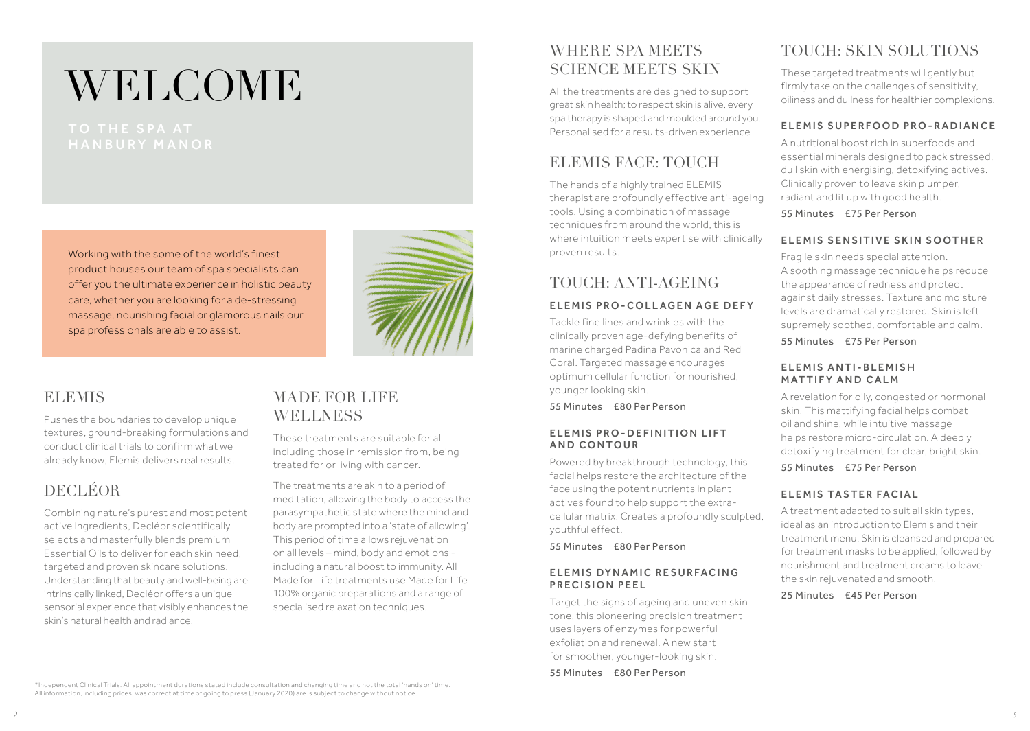# WELCOME

## TO THE SPA AT HANBURY MANOR

Working with the some of the world's finest product houses our team of spa specialists can offer you the ultimate experience in holistic beauty care, whether you are looking for a de-stressing massage, nourishing facial or glamorous nails our spa professionals are able to assist.

## ELEMIS

Pushes the boundaries to develop unique textures, ground-breaking formulations and conduct clinical trials to confirm what we already know; Elemis delivers real results.

## DECLÉOR

Combining nature's purest and most potent active ingredients, Decléor scientifically selects and masterfully blends premium Essential Oils to deliver for each skin need, targeted and proven skincare solutions. Understanding that beauty and well-being are intrinsically linked, Decléor offers a unique sensorial experience that visibly enhances the skin's natural health and radiance.

## MADE FOR LIFE WELLNESS

These treatments are suitable for all including those in remission from, being treated for or living with cancer.

The treatments are akin to a period of meditation, allowing the body to access the parasympathetic state where the mind and body are prompted into a 'state of allowing'. This period of time allows rejuvenation on all levels – mind, body and emotions - including a natural boost to immunity. All Made for Life treatments use Made for Life 100% organic preparations and a range of specialised relaxation techniques.

*Independent Clinical Trials. All appointment durations stated include consultation and changing time and not the total 'hands on' time. All information, including prices, was correct at time of going to press (January 2020) are is subject to change without notice.

## WHERE SPA MEETS SCIENCE MEETS SKIN

All the treatments are designed to support great skin health; to respect skin is alive, every spa therapy is shaped and moulded around you. Personalised for a results-driven experience

## ELEMIS FACE: TOUCH

The hands of a highly trained ELEMIS therapist are profoundly effective anti-ageing tools. Using a combination of massage techniques from around the world, this is where intuition meets expertise with clinically proven results.

## TOUCH: ANTI-AGEING

### ELEMIS PRO-COLLAGEN AGE DEFY

Tackle fine lines and wrinkles with the clinically proven age-defying benefits of marine charged Padina Pavonica and Red Coral. Targeted massage encourages optimum cellular function for nourished, younger looking skin.

55 Minutes £80 Per Person

### ELEMIS PRO-DEFINITION LIFT AND CONTOUR

Powered by breakthrough technology, this facial helps restore the architecture of the face using the potent nutrients in plant actives found to help support the extra-cellular matrix. Creates a profoundly sculpted, youthful effect.

55 Minutes £80 Per Person

### ELEMIS DYNAMIC RESURFACING PRECISION PEEL

Target the signs of ageing and uneven skin tone, this pioneering precision treatment uses layers of enzymes for powerful exfoliation and renewal. A new start for smoother, younger-looking skin.

55 Minutes £80 Per Person

## TOUCH: SKIN SOLUTIONS

These targeted treatments will gently but firmly take on the challenges of sensitivity, oiliness and dullness for healthier complexions.

### ELEMIS SUPERFOOD PRO-RADIANCE

A nutritional boost rich in superfoods and essential minerals designed to pack stressed, dull skin with energising, detoxifying actives. Clinically proven to leave skin plumper, radiant and lit up with good health.

55 Minutes £75 Per Person

### ELEMIS SENSITIVE SKIN SOOTHER

Fragile skin needs special attention. A soothing massage technique helps reduce the appearance of redness and protect against daily stresses. Texture and moisture levels are dramatically restored. Skin is left supremely soothed, comfortable and calm.

55 Minutes £75 Per Person

### ELEMIS ANTI-BLEMISH MATTIFY AND CALM

A revelation for oily, congested or hormonal skin. This mattifying facial helps combat oil and shine, while intuitive massage helps restore micro-circulation. A deeply detoxifying treatment for clear, bright skin.

55 Minutes £75 Per Person

### ELEMIS TASTER FACIAL

A treatment adapted to suit all skin types, ideal as an introduction to Elemis and their treatment menu. Skin is cleansed and prepared for treatment masks to be applied, followed by nourishment and treatment creams to leave the skin rejuvenated and smooth.

25 Minutes £45 Per Person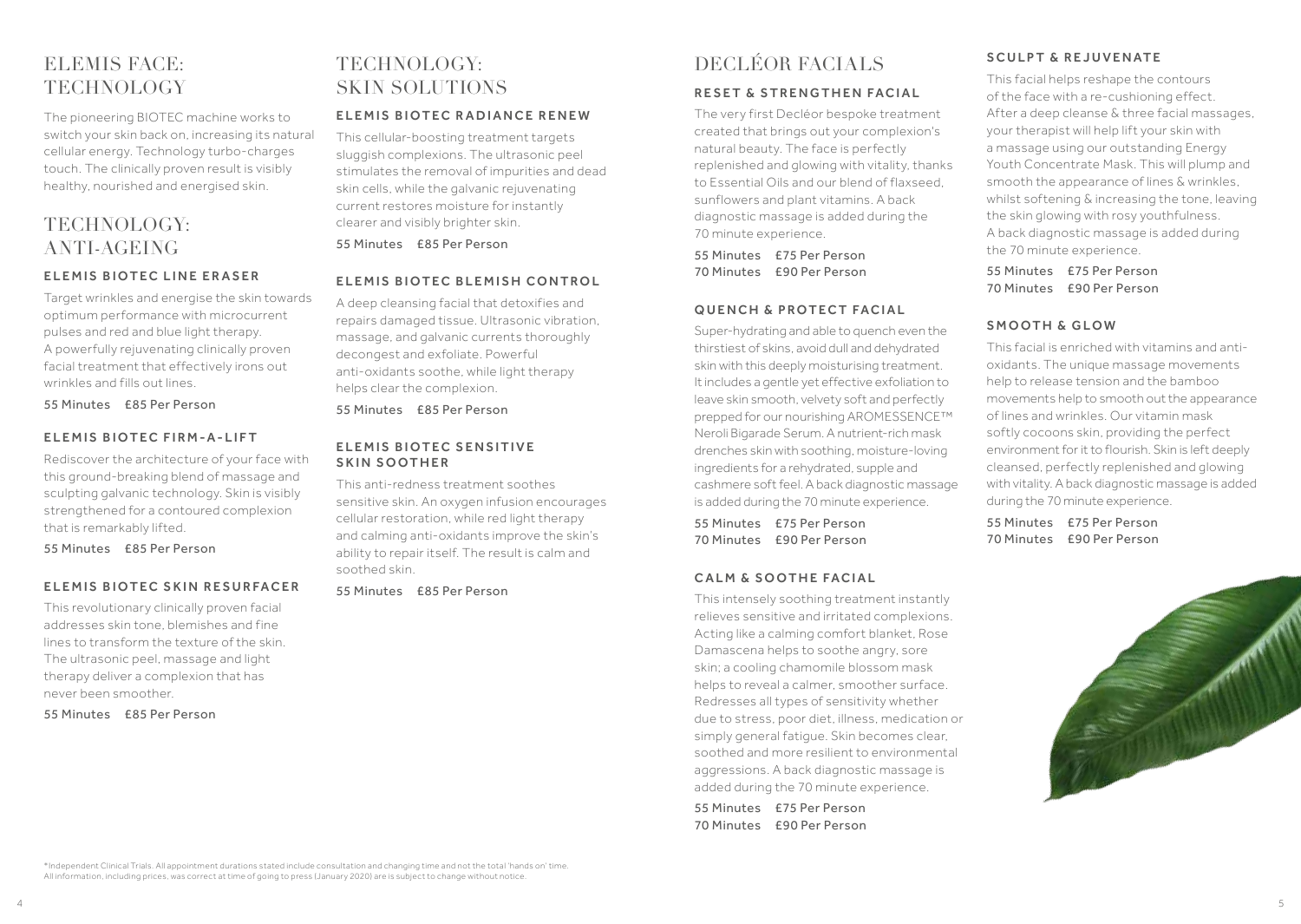# ELEMIS FACE: TECHNOLOGY

The pioneering BIOTEC machine works to switch your skin back on, increasing its natural cellular energy. Technology turbo-charges touch. The clinically proven result is visibly healthy, nourished and energised skin.

# TECHNOLOGY: ANTI-AGEING

### ELEMIS BIOTEC LINE ERASER

Target wrinkles and energise the skin towards optimum performance with microcurrent pulses and red and blue light therapy. A powerfully rejuvenating clinically proven facial treatment that effectively irons out wrinkles and fills out lines.

55 Minutes £85 Per Person

### ELEMIS BIOTEC FIRM-A-LIFT

Rediscover the architecture of your face with this ground-breaking blend of massage and sculpting galvanic technology. Skin is visibly strengthened for a contoured complexion that is remarkably lifted.

55 Minutes £85 Per Person

### ELEMIS BIOTEC SKIN RESURFACER

This revolutionary clinically proven facial addresses skin tone, blemishes and fine lines to transform the texture of the skin. The ultrasonic peel, massage and light therapy deliver a complexion that has never been smoother.

55 Minutes £85 Per Person

# TECHNOLOGY: SKIN SOLUTIONS

### ELEMIS BIOTEC RADIANCE RENEW

This cellular-boosting treatment targets sluggish complexions. The ultrasonic peel stimulates the removal of impurities and dead skin cells, while the galvanic rejuvenating current restores moisture for instantly clearer and visibly brighter skin.

55 Minutes £85 Per Person

### ELEMIS BIOTEC BLEMISH CONTROL

A deep cleansing facial that detoxifies and repairs damaged tissue. Ultrasonic vibration, massage, and galvanic currents thoroughly decongest and exfoliate. Powerful anti-oxidants soothe, while light therapy helps clear the complexion.

55 Minutes £85 Per Person

### ELEMIS BIOTEC SENSITIVE SKIN SOOTHER

This anti-redness treatment soothes sensitive skin. An oxygen infusion encourages cellular restoration, while red light therapy and calming anti-oxidants improve the skin's ability to repair itself. The result is calm and soothed skin.

55 Minutes £85 Per Person

# DECLÉOR FACIALS

### RESET & STRENGTHEN FACIAL

The very first Decléor bespoke treatment created that brings out your complexion's natural beauty. The face is perfectly replenished and glowing with vitality, thanks to Essential Oils and our blend of flaxseed, sunflowers and plant vitamins. A back diagnostic massage is added during the 70 minute experience.

55 Minutes £75 Per Person
70 Minutes £90 Per Person

### QUENCH & PROTECT FACIAL

Super-hydrating and able to quench even the thirstiest of skins, avoid dull and dehydrated skin with this deeply moisturising treatment. It includes a gentle yet effective exfoliation to leave skin smooth, velvety soft and perfectly prepped for our nourishing AROMESSENCE™ Neroli Bigarade Serum. A nutrient-rich mask drenches skin with soothing, moisture-loving ingredients for a rehydrated, supple and cashmere soft feel. A back diagnostic massage is added during the 70 minute experience.

55 Minutes £75 Per Person
70 Minutes £90 Per Person

### CALM & SOOTHE FACIAL

This intensely soothing treatment instantly relieves sensitive and irritated complexions. Acting like a calming comfort blanket, Rose Damascena helps to soothe angry, sore skin; a cooling chamomile blossom mask helps to reveal a calmer, smoother surface. Redresses all types of sensitivity whether due to stress, poor diet, illness, medication or simply general fatigue. Skin becomes clear, soothed and more resilient to environmental aggressions. A back diagnostic massage is added during the 70 minute experience.

55 Minutes £75 Per Person
70 Minutes £90 Per Person

### SCULPT & REJUVENATE

This facial helps reshape the contours of the face with a re-cushioning effect. After a deep cleanse & three facial massages, your therapist will help lift your skin with a massage using our outstanding Energy Youth Concentrate Mask. This will plump and smooth the appearance of lines & wrinkles, whilst softening & increasing the tone, leaving the skin glowing with rosy youthfulness. A back diagnostic massage is added during the 70 minute experience.

55 Minutes £75 Per Person
70 Minutes £90 Per Person

### SMOOTH & GLOW

This facial is enriched with vitamins and anti-oxidants. The unique massage movements help to release tension and the bamboo movements help to smooth out the appearance of lines and wrinkles. Our vitamin mask softly cocoons skin, providing the perfect environment for it to flourish. Skin is left deeply cleansed, perfectly replenished and glowing with vitality. A back diagnostic massage is added during the 70 minute experience.

55 Minutes £75 Per Person
70 Minutes £90 Per Person

*Independent Clinical Trials. All appointment durations stated include consultation and changing time and not the total 'hands on' time. All information, including prices, was correct at time of going to press (January 2020) are is subject to change without notice.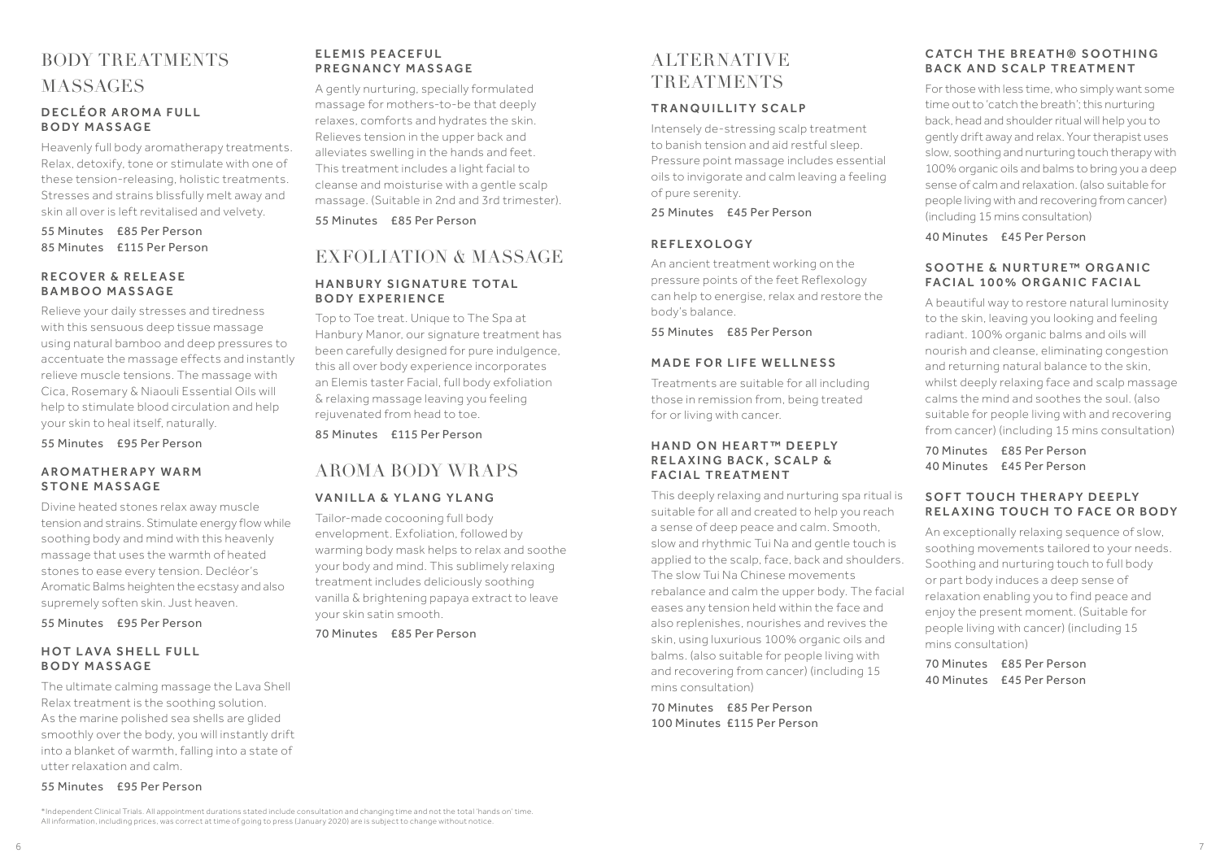# BODY TREATMENTS

## MASSAGES

### DECLÉOR AROMA FULL BODY MASSAGE

Heavenly full body aromatherapy treatments. Relax, detoxify, tone or stimulate with one of these tension-releasing, holistic treatments. Stresses and strains blissfully melt away and skin all over is left revitalised and velvety.

55 Minutes £85 Per Person
85 Minutes £115 Per Person

### RECOVER & RELEASE BAMBOO MASSAGE

Relieve your daily stresses and tiredness with this sensuous deep tissue massage using natural bamboo and deep pressures to accentuate the massage effects and instantly relieve muscle tensions. The massage with Cica, Rosemary & Niaouli Essential Oils will help to stimulate blood circulation and help your skin to heal itself, naturally.

55 Minutes £95 Per Person

### AROMATHERAPY WARM STONE MASSAGE

Divine heated stones relax away muscle tension and strains. Stimulate energy flow while soothing body and mind with this heavenly massage that uses the warmth of heated stones to ease every tension. Decléor's Aromatic Balms heighten the ecstasy and also supremely soften skin. Just heaven.

55 Minutes £95 Per Person

### HOT LAVA SHELL FULL BODY MASSAGE

The ultimate calming massage the Lava Shell Relax treatment is the soothing solution. As the marine polished sea shells are glided smoothly over the body, you will instantly drift into a blanket of warmth, falling into a state of utter relaxation and calm.

55 Minutes £95 Per Person

### ELEMIS PEACEFUL PREGNANCY MASSAGE

A gently nurturing, specially formulated massage for mothers-to-be that deeply relaxes, comforts and hydrates the skin. Relieves tension in the upper back and alleviates swelling in the hands and feet. This treatment includes a light facial to cleanse and moisturise with a gentle scalp massage. (Suitable in 2nd and 3rd trimester).

55 Minutes £85 Per Person

## EXFOLIATION & MASSAGE

### HANBURY SIGNATURE TOTAL BODY EXPERIENCE

Top to Toe treat. Unique to The Spa at Hanbury Manor, our signature treatment has been carefully designed for pure indulgence, this all over body experience incorporates an Elemis taster Facial, full body exfoliation & relaxing massage leaving you feeling rejuvenated from head to toe.

85 Minutes £115 Per Person

## AROMA BODY WRAPS

### VANILLA & YLANG YLANG

Tailor-made cocooning full body envelopment. Exfoliation, followed by warming body mask helps to relax and soothe your body and mind. This sublimely relaxing treatment includes deliciously soothing vanilla & brightening papaya extract to leave your skin satin smooth.

70 Minutes £85 Per Person

# ALTERNATIVE TREATMENTS

### TRANQUILLITY SCALP

Intensely de-stressing scalp treatment to banish tension and aid restful sleep. Pressure point massage includes essential oils to invigorate and calm leaving a feeling of pure serenity.

25 Minutes £45 Per Person

### REFLEXOLOGY

An ancient treatment working on the pressure points of the feet Reflexology can help to energise, relax and restore the body's balance.

55 Minutes £85 Per Person

### MADE FOR LIFE WELLNESS

Treatments are suitable for all including those in remission from, being treated for or living with cancer.

### HAND ON HEART™ DEEPLY RELAXING BACK, SCALP & FACIAL TREATMENT

This deeply relaxing and nurturing spa ritual is suitable for all and created to help you reach a sense of deep peace and calm. Smooth, slow and rhythmic Tui Na and gentle touch is applied to the scalp, face, back and shoulders. The slow Tui Na Chinese movements rebalance and calm the upper body. The facial eases any tension held within the face and also replenishes, nourishes and revives the skin, using luxurious 100% organic oils and balms. (also suitable for people living with and recovering from cancer) (including 15 mins consultation)

70 Minutes £85 Per Person
100 Minutes £115 Per Person

### CATCH THE BREATH® SOOTHING BACK AND SCALP TREATMENT

For those with less time, who simply want some time out to 'catch the breath'; this nurturing back, head and shoulder ritual will help you to gently drift away and relax. Your therapist uses slow, soothing and nurturing touch therapy with 100% organic oils and balms to bring you a deep sense of calm and relaxation. (also suitable for people living with and recovering from cancer) (including 15 mins consultation)

40 Minutes £45 Per Person

### SOOTHE & NURTURE™ ORGANIC FACIAL 100% ORGANIC FACIAL

A beautiful way to restore natural luminosity to the skin, leaving you looking and feeling radiant. 100% organic balms and oils will nourish and cleanse, eliminating congestion and returning natural balance to the skin, whilst deeply relaxing face and scalp massage calms the mind and soothes the soul. (also suitable for people living with and recovering from cancer) (including 15 mins consultation)

70 Minutes £85 Per Person
40 Minutes £45 Per Person

### SOFT TOUCH THERAPY DEEPLY RELAXING TOUCH TO FACE OR BODY

An exceptionally relaxing sequence of slow, soothing movements tailored to your needs. Soothing and nurturing touch to full body or part body induces a deep sense of relaxation enabling you to find peace and enjoy the present moment. (Suitable for people living with cancer) (including 15 mins consultation)

70 Minutes £85 Per Person
40 Minutes £45 Per Person

*Independent Clinical Trials. All appointment durations stated include consultation and changing time and not the total 'hands on' time. All information, including prices, was correct at time of going to press (January 2020) are is subject to change without notice.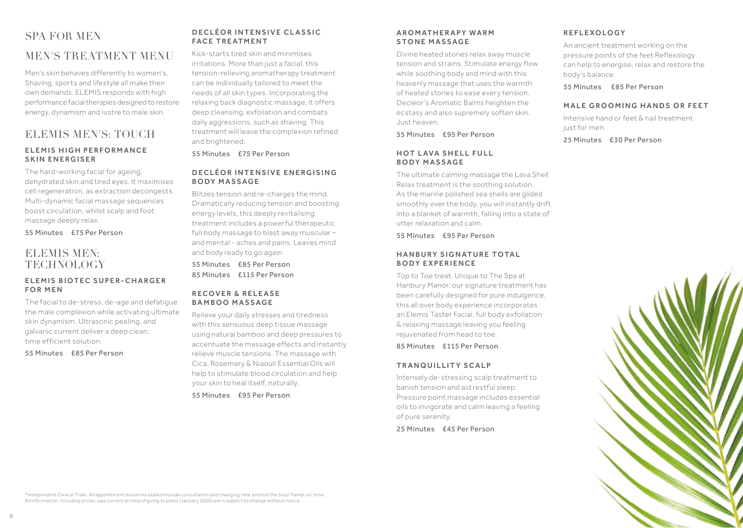# SPA FOR MEN

## MEN'S TREATMENT MENU

Men's skin behaves differently to women's. Shaving, sports and lifestyle all make their own demands. ELEMIS responds with high performance facial therapies designed to restore energy, dynamism and lustre to male skin.

## ELEMIS MEN'S: TOUCH

### ELEMIS HIGH PERFORMANCE SKIN ENERGISER

The hard-working facial for ageing, dehydrated skin and tired eyes. It maximises cell regeneration, as extraction decongests. Multi-dynamic facial massage sequences boost circulation, whilst scalp and foot massage deeply relax.

55 Minutes £75 Per Person

## ELEMIS MEN: TECHNOLOGY

### ELEMIS BIOTEC SUPER-CHARGER FOR MEN

The facial to de-stress, de-age and defatigue the male complexion while activating ultimate skin dynamism. Ultrasonic peeling, and galvanic current deliver a deep clean, time efficient solution.

55 Minutes £85 Per Person

### DECLÉOR INTENSIVE CLASSIC FACE TREATMENT

Kick-starts tired skin and minimises irritations. More than just a facial, this tension-relieving aromatherapy treatment can be individually tailored to meet the needs of all skin types. Incorporating the relaxing back diagnostic massage, it offers deep cleansing, exfoliation and combats daily aggressions, such as shaving. This treatment will leave the complexion refined and brightened.

55 Minutes £75 Per Person

### DECLÉOR INTENSIVE ENERGISING BODY MASSAGE

Blitzes tension and re-charges the mind. Dramatically reducing tension and boosting energy levels, this deeply revitalising treatment includes a powerful therapeutic full body massage to blast away muscular – and mental - aches and pains. Leaves mind and body ready to go again.

55 Minutes £85 Per Person
85 Minutes £115 Per Person

### RECOVER & RELEASE BAMBOO MASSAGE

Relieve your daily stresses and tiredness with this sensuous deep tissue massage using natural bamboo and deep pressures to accentuate the massage effects and instantly relieve muscle tensions. The massage with Cica, Rosemary & Niaouli Essential Oils will help to stimulate blood circulation and help your skin to heal itself, naturally.

55 Minutes £95 Per Person

### AROMATHERAPY WARM STONE MASSAGE

Divine heated stones relax away muscle tension and strains. Stimulate energy flow while soothing body and mind with this heavenly massage that uses the warmth of heated stones to ease every tension. Decléor's Aromatic Balms heighten the ecstasy and also supremely soften skin. Just heaven.

55 Minutes £95 Per Person

### HOT LAVA SHELL FULL BODY MASSAGE

The ultimate calming massage the Lava Shell Relax treatment is the soothing solution. As the marine polished sea shells are glided smoothly over the body, you will instantly drift into a blanket of warmth, falling into a state of utter relaxation and calm.

55 Minutes £95 Per Person

### HANBURY SIGNATURE TOTAL BODY EXPERIENCE

Top to Toe treat. Unique to The Spa at Hanbury Manor, our signature treatment has been carefully designed for pure indulgence, this all over body experience incorporates an Elemis Taster Facial, full body exfoliation & relaxing massage leaving you feeling rejuvenated from head to toe.

85 Minutes £115 Per Person

### TRANQUILLITY SCALP

Intensely de-stressing scalp treatment to banish tension and aid restful sleep. Pressure point massage includes essential oils to invigorate and calm leaving a feeling of pure serenity.

25 Minutes £45 Per Person

### REFLEXOLOGY

An ancient treatment working on the pressure points of the feet Reflexology can help to energise, relax and restore the body's balance.

55 Minutes £85 Per Person

### MALE GROOMING HANDS OR FEET

Intensive hand or feet & nail treatment just for men.

25 Minutes £30 Per Person

*Independent Clinical Trials. All appointment durations stated include consultation and changing time and not the total 'hands on' time. All information, including prices, was correct at time of going to press (January 2020) are is subject to change without notice.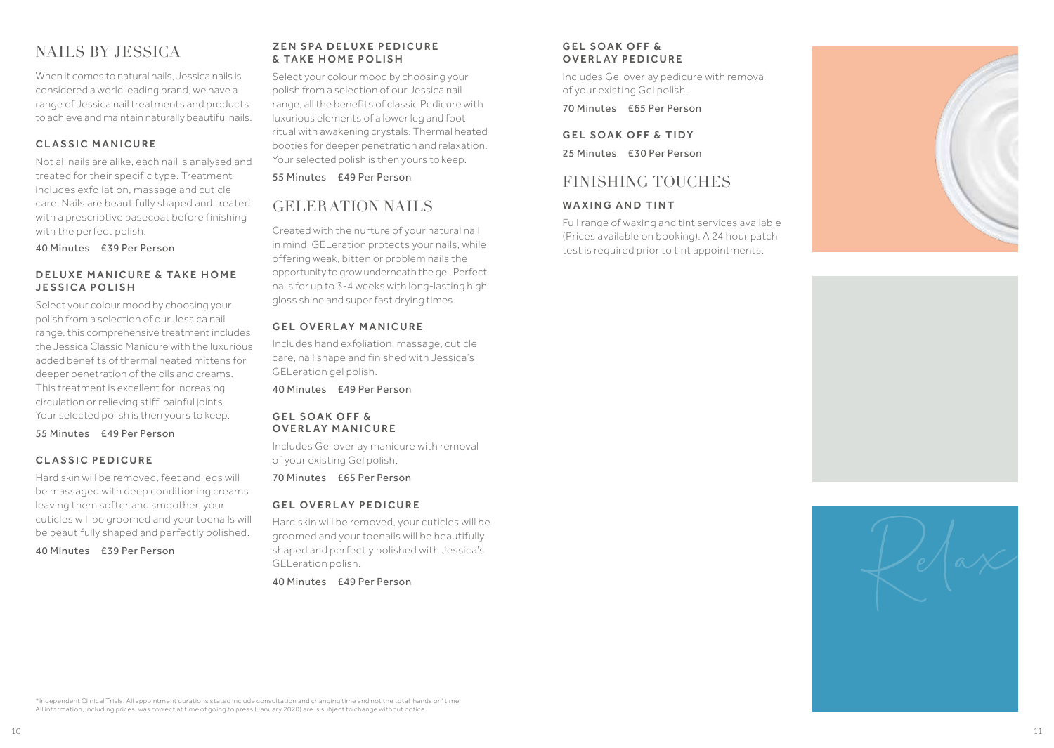## NAILS BY JESSICA

When it comes to natural nails, Jessica nails is considered a world leading brand, we have a range of Jessica nail treatments and products to achieve and maintain naturally beautiful nails.

### CLASSIC MANICURE

Not all nails are alike, each nail is analysed and treated for their specific type. Treatment includes exfoliation, massage and cuticle care. Nails are beautifully shaped and treated with a prescriptive basecoat before finishing with the perfect polish.

40 Minutes £39 Per Person

### DELUXE MANICURE & TAKE HOME JESSICA POLISH

Select your colour mood by choosing your polish from a selection of our Jessica nail range, this comprehensive treatment includes the Jessica Classic Manicure with the luxurious added benefits of thermal heated mittens for deeper penetration of the oils and creams. This treatment is excellent for increasing circulation or relieving stiff, painful joints. Your selected polish is then yours to keep.

55 Minutes £49 Per Person

### CLASSIC PEDICURE

Hard skin will be removed, feet and legs will be massaged with deep conditioning creams leaving them softer and smoother, your cuticles will be groomed and your toenails will be beautifully shaped and perfectly polished.

40 Minutes £39 Per Person

### ZEN SPA DELUXE PEDICURE & TAKE HOME POLISH

Select your colour mood by choosing your polish from a selection of our Jessica nail range, all the benefits of classic Pedicure with luxurious elements of a lower leg and foot ritual with awakening crystals. Thermal heated booties for deeper penetration and relaxation. Your selected polish is then yours to keep.

55 Minutes £49 Per Person

## GELERATION NAILS

Created with the nurture of your natural nail in mind, GELeration protects your nails, while offering weak, bitten or problem nails the opportunity to grow underneath the gel, Perfect nails for up to 3-4 weeks with long-lasting high gloss shine and super fast drying times.

### GEL OVERLAY MANICURE

Includes hand exfoliation, massage, cuticle care, nail shape and finished with Jessica's GELeration gel polish.

40 Minutes £49 Per Person

### GEL SOAK OFF & OVERLAY MANICURE

Includes Gel overlay manicure with removal of your existing Gel polish.

70 Minutes £65 Per Person

### GEL OVERLAY PEDICURE

Hard skin will be removed, your cuticles will be groomed and your toenails will be beautifully shaped and perfectly polished with Jessica's GELeration polish.

40 Minutes £49 Per Person

### GEL SOAK OFF & OVERLAY PEDICURE

Includes Gel overlay pedicure with removal of your existing Gel polish.

70 Minutes £65 Per Person

### GEL SOAK OFF & TIDY

25 Minutes £30 Per Person

## FINISHING TOUCHES

### WAXING AND TINT

Full range of waxing and tint services available (Prices available on booking). A 24 hour patch test is required prior to tint appointments.

Relax

*Independent Clinical Trials. All appointment durations stated include consultation and changing time and not the total 'hands on' time.
All information, including prices, was correct at time of going to press (January 2020) are is subject to change without notice.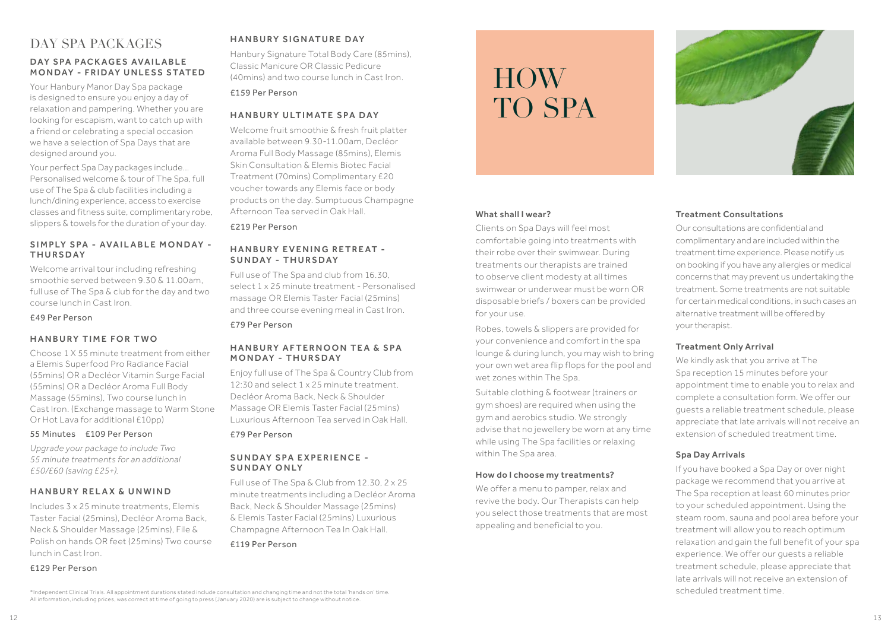# DAY SPA PACKAGES

### DAY SPA PACKAGES AVAILABLE MONDAY - FRIDAY UNLESS STATED

Your Hanbury Manor Day Spa package is designed to ensure you enjoy a day of relaxation and pampering. Whether you are looking for escapism, want to catch up with a friend or celebrating a special occasion we have a selection of Spa Days that are designed around you.

Your perfect Spa Day packages include... Personalised welcome & tour of The Spa, full use of The Spa & club facilities including a lunch/dining experience, access to exercise classes and fitness suite, complimentary robe, slippers & towels for the duration of your day.

### SIMPLY SPA - AVAILABLE MONDAY - THURSDAY

Welcome arrival tour including refreshing smoothie served between 9.30 & 11.00am, full use of The Spa & club for the day and two course lunch in Cast Iron.

£49 Per Person

### HANBURY TIME FOR TWO

Choose 1 X 55 minute treatment from either a Elemis Superfood Pro Radiance Facial (55mins) OR a Decléor Vitamin Surge Facial (55mins) OR a Decléor Aroma Full Body Massage (55mins), Two course lunch in Cast Iron. (Exchange massage to Warm Stone Or Hot Lava for additional £10pp)

55 Minutes £109 Per Person

*Upgrade your package to include Two 55 minute treatments for an additional £50/£60 (saving £25+).*

### HANBURY RELAX & UNWIND

Includes 3 x 25 minute treatments, Elemis Taster Facial (25mins), Decléor Aroma Back, Neck & Shoulder Massage (25mins), File & Polish on hands OR feet (25mins) Two course lunch in Cast Iron.

£129 Per Person

### HANBURY SIGNATURE DAY

Hanbury Signature Total Body Care (85mins), Classic Manicure OR Classic Pedicure (40mins) and two course lunch in Cast Iron.

£159 Per Person

### HANBURY ULTIMATE SPA DAY

Welcome fruit smoothie & fresh fruit platter available between 9.30-11.00am, Decléor Aroma Full Body Massage (85mins), Elemis Skin Consultation & Elemis Biotec Facial Treatment (70mins) Complimentary £20 voucher towards any Elemis face or body products on the day. Sumptuous Champagne Afternoon Tea served in Oak Hall.

£219 Per Person

### HANBURY EVENING RETREAT - SUNDAY - THURSDAY

Full use of The Spa and club from 16.30, select 1 x 25 minute treatment - Personalised massage OR Elemis Taster Facial (25mins) and three course evening meal in Cast Iron.

£79 Per Person

### HANBURY AFTERNOON TEA & SPA MONDAY - THURSDAY

Enjoy full use of The Spa & Country Club from 12:30 and select 1 x 25 minute treatment. Decléor Aroma Back, Neck & Shoulder Massage OR Elemis Taster Facial (25mins) Luxurious Afternoon Tea served in Oak Hall.

£79 Per Person

### SUNDAY SPA EXPERIENCE - SUNDAY ONLY

Full use of The Spa & Club from 12.30, 2 x 25 minute treatments including a Decléor Aroma Back, Neck & Shoulder Massage (25mins) & Elemis Taster Facial (25mins) Luxurious Champagne Afternoon Tea In Oak Hall.

£119 Per Person

*Independent Clinical Trials. All appointment durations stated include consultation and changing time and not the total 'hands on' time. All information, including prices, was correct at time of going to press (January 2020) are is subject to change without notice.

# HOW TO SPA

### What shall I wear?

Clients on Spa Days will feel most comfortable going into treatments with their robe over their swimwear. During treatments our therapists are trained to observe client modesty at all times swimwear or underwear must be worn OR disposable briefs / boxers can be provided for your use.

Robes, towels & slippers are provided for your convenience and comfort in the spa lounge & during lunch, you may wish to bring your own wet area flip flops for the pool and wet zones within The Spa.

Suitable clothing & footwear (trainers or gym shoes) are required when using the gym and aerobics studio. We strongly advise that no jewellery be worn at any time while using The Spa facilities or relaxing within The Spa area.

### How do I choose my treatments?

We offer a menu to pamper, relax and revive the body. Our Therapists can help you select those treatments that are most appealing and beneficial to you.

### Treatment Consultations

Our consultations are confidential and complimentary and are included within the treatment time experience. Please notify us on booking if you have any allergies or medical concerns that may prevent us undertaking the treatment. Some treatments are not suitable for certain medical conditions, in such cases an alternative treatment will be offered by your therapist.

### Treatment Only Arrival

We kindly ask that you arrive at The Spa reception 15 minutes before your appointment time to enable you to relax and complete a consultation form. We offer our guests a reliable treatment schedule, please appreciate that late arrivals will not receive an extension of scheduled treatment time.

### Spa Day Arrivals

If you have booked a Spa Day or over night package we recommend that you arrive at The Spa reception at least 60 minutes prior to your scheduled appointment. Using the steam room, sauna and pool area before your treatment will allow you to reach optimum relaxation and gain the full benefit of your spa experience. We offer our guests a reliable treatment schedule, please appreciate that late arrivals will not receive an extension of scheduled treatment time.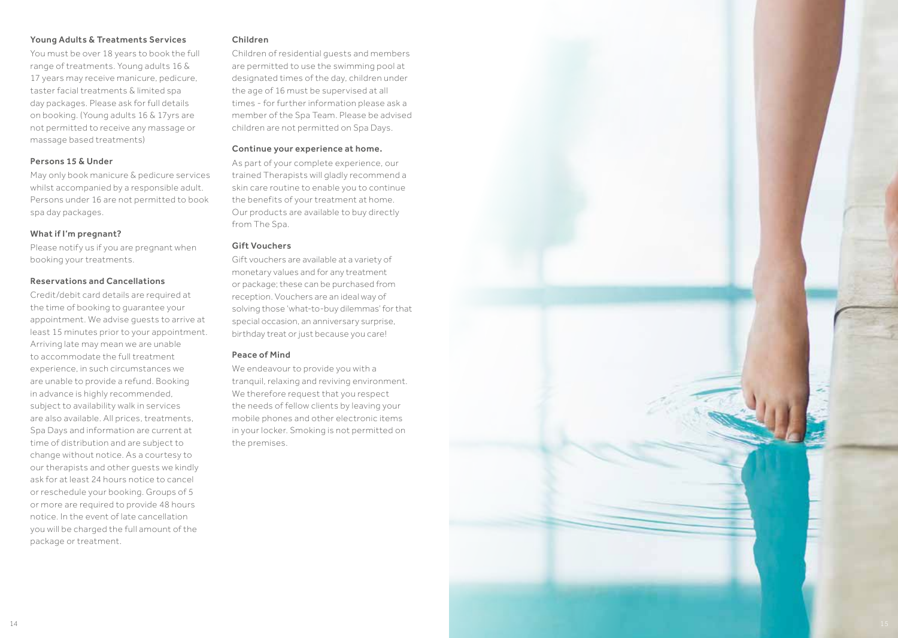### Young Adults & Treatments Services

You must be over 18 years to book the full range of treatments. Young adults 16 & 17 years may receive manicure, pedicure, taster facial treatments & limited spa day packages. Please ask for full details on booking. (Young adults 16 & 17yrs are not permitted to receive any massage or massage based treatments)

### Persons 15 & Under

May only book manicure & pedicure services whilst accompanied by a responsible adult. Persons under 16 are not permitted to book spa day packages.

### What if I'm pregnant?

Please notify us if you are pregnant when booking your treatments.

### Reservations and Cancellations

Credit/debit card details are required at the time of booking to guarantee your appointment. We advise guests to arrive at least 15 minutes prior to your appointment. Arriving late may mean we are unable to accommodate the full treatment experience, in such circumstances we are unable to provide a refund. Booking in advance is highly recommended, subject to availability walk in services are also available. All prices, treatments, Spa Days and information are current at time of distribution and are subject to change without notice. As a courtesy to our therapists and other guests we kindly ask for at least 24 hours notice to cancel or reschedule your booking. Groups of 5 or more are required to provide 48 hours notice. In the event of late cancellation you will be charged the full amount of the package or treatment.

### Children

Children of residential guests and members are permitted to use the swimming pool at designated times of the day, children under the age of 16 must be supervised at all times - for further information please ask a member of the Spa Team. Please be advised children are not permitted on Spa Days.

### Continue your experience at home.

As part of your complete experience, our trained Therapists will gladly recommend a skin care routine to enable you to continue the benefits of your treatment at home. Our products are available to buy directly from The Spa.

### Gift Vouchers

Gift vouchers are available at a variety of monetary values and for any treatment or package; these can be purchased from reception. Vouchers are an ideal way of solving those 'what-to-buy dilemmas' for that special occasion, an anniversary surprise, birthday treat or just because you care!

### Peace of Mind

We endeavour to provide you with a tranquil, relaxing and reviving environment. We therefore request that you respect the needs of fellow clients by leaving your mobile phones and other electronic items in your locker. Smoking is not permitted on the premises.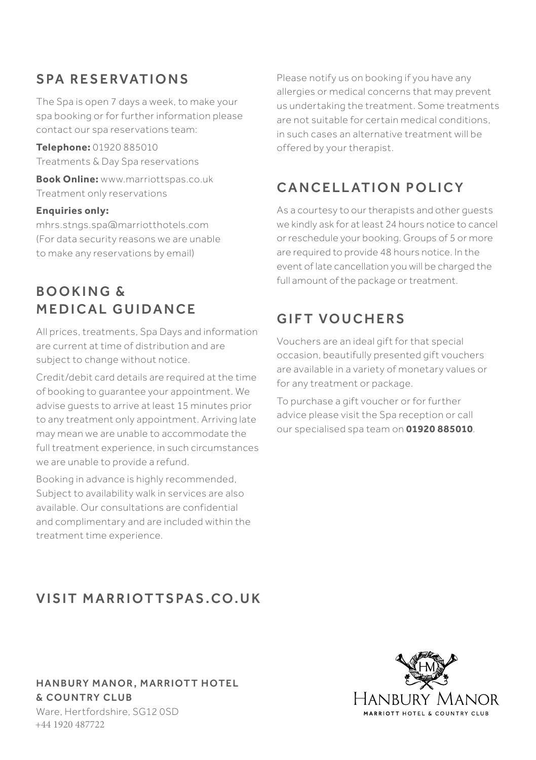## SPA RESERVATIONS

The Spa is open 7 days a week, to make your spa booking or for further information please contact our spa reservations team:

**Telephone:** 01920 885010
Treatments & Day Spa reservations

**Book Online:** www.marriottspas.co.uk
Treatment only reservations

**Enquiries only:**
mhrs.stngs.spa@marriotthotels.com
(For data security reasons we are unable to make any reservations by email)

## BOOKING & MEDICAL GUIDANCE

All prices, treatments, Spa Days and information are current at time of distribution and are subject to change without notice.

Credit/debit card details are required at the time of booking to guarantee your appointment. We advise guests to arrive at least 15 minutes prior to any treatment only appointment. Arriving late may mean we are unable to accommodate the full treatment experience, in such circumstances we are unable to provide a refund.

Booking in advance is highly recommended, Subject to availability walk in services are also available. Our consultations are confidential and complimentary and are included within the treatment time experience.

Please notify us on booking if you have any allergies or medical concerns that may prevent us undertaking the treatment. Some treatments are not suitable for certain medical conditions, in such cases an alternative treatment will be offered by your therapist.

## CANCELLATION POLICY

As a courtesy to our therapists and other guests we kindly ask for at least 24 hours notice to cancel or reschedule your booking. Groups of 5 or more are required to provide 48 hours notice. In the event of late cancellation you will be charged the full amount of the package or treatment.

## GIFT VOUCHERS

Vouchers are an ideal gift for that special occasion, beautifully presented gift vouchers are available in a variety of monetary values or for any treatment or package.

To purchase a gift voucher or for further advice please visit the Spa reception or call our specialised spa team on **01920 885010**.

## VISIT MARRIOTTSPAS.CO.UK

**HANBURY MANOR, MARRIOTT HOTEL & COUNTRY CLUB**
Ware, Hertfordshire, SG12 0SD
+44 1920 487722

HANBURY MANOR
MARRIOTT HOTEL & COUNTRY CLUB